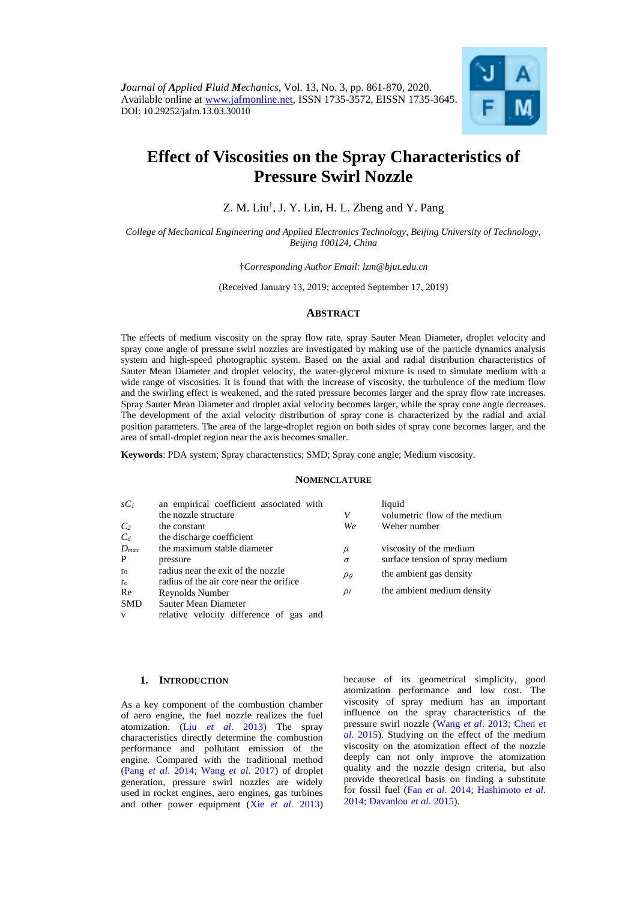*Journal of Applied Fluid Mechanics*, Vol. 13, No. 3, pp. 861-870, 2020.
Available online at www.jafmonline.net, ISSN 1735-3572, EISSN 1735-3645.
DOI: 10.29252/jafm.13.03.30010

# Effect of Viscosities on the Spray Characteristics of Pressure Swirl Nozzle

Z. M. Liu†, J. Y. Lin, H. L. Zheng and Y. Pang

*College of Mechanical Engineering and Applied Electronics Technology, Beijing University of Technology, Beijing 100124, China*

†*Corresponding Author Email: lzm@bjut.edu.cn*

(Received January 13, 2019; accepted September 17, 2019)

## ABSTRACT

The effects of medium viscosity on the spray flow rate, spray Sauter Mean Diameter, droplet velocity and spray cone angle of pressure swirl nozzles are investigated by making use of the particle dynamics analysis system and high-speed photographic system. Based on the axial and radial distribution characteristics of Sauter Mean Diameter and droplet velocity, the water-glycerol mixture is used to simulate medium with a wide range of viscosities. It is found that with the increase of viscosity, the turbulence of the medium flow and the swirling effect is weakened, and the rated pressure becomes larger and the spray flow rate increases. Spray Sauter Mean Diameter and droplet axial velocity becomes larger, while the spray cone angle decreases. The development of the axial velocity distribution of spray cone is characterized by the radial and axial position parameters. The area of the large-droplet region on both sides of spray cone becomes larger, and the area of small-droplet region near the axis becomes smaller.

**Keywords**: PDA system; Spray characteristics; SMD; Spray cone angle; Medium viscosity.

## NOMENCLATURE

| | | | |
|---|---|---|---|
| $sC_1$ | an empirical coefficient associated with the nozzle structure | $V$ | volumetric flow of the medium |
| $C_2$ | the constant | $We$ | Weber number |
| $C_d$ | the discharge coefficient | | |
| $D_{max}$ | the maximum stable diameter | $\mu$ | viscosity of the medium |
| P | pressure | $\sigma$ | surface tension of spray medium |
| $r_0$ | radius near the exit of the nozzle | $\rho_g$ | the ambient gas density |
| $r_c$ | radius of the air core near the orifice | | |
| Re | Reynolds Number | $\rho_l$ | the ambient medium density |
| SMD | Sauter Mean Diameter | | |
| v | relative velocity difference of gas and liquid | | |

## 1. INTRODUCTION

As a key component of the combustion chamber of aero engine, the fuel nozzle realizes the fuel atomization. (Liu *et al.* 2013) The spray characteristics directly determine the combustion performance and pollutant emission of the engine. Compared with the traditional method (Pang *et al.* 2014; Wang *et al.* 2017) of droplet generation, pressure swirl nozzles are widely used in rocket engines, aero engines, gas turbines and other power equipment (Xie *et al.* 2013) because of its geometrical simplicity, good atomization performance and low cost. The viscosity of spray medium has an important influence on the spray characteristics of the pressure swirl nozzle (Wang *et al.* 2013; Chen *et al.* 2015). Studying on the effect of the medium viscosity on the atomization effect of the nozzle deeply can not only improve the atomization quality and the nozzle design criteria, but also provide theoretical basis on finding a substitute for fossil fuel (Fan *et al.* 2014; Hashimoto *et al.* 2014; Davanlou *et al.* 2015).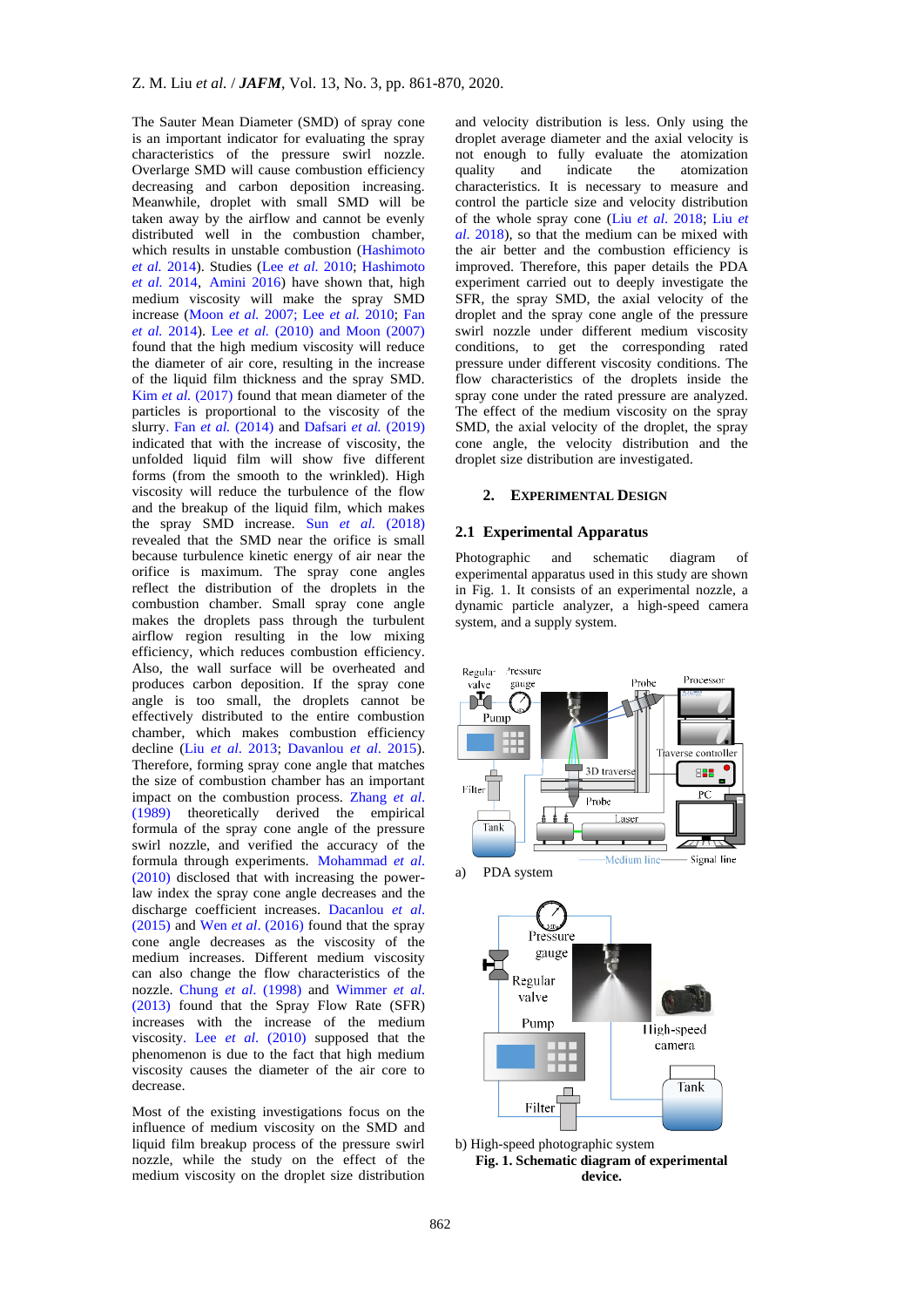The Sauter Mean Diameter (SMD) of spray cone is an important indicator for evaluating the spray characteristics of the pressure swirl nozzle. Overlarge SMD will cause combustion efficiency decreasing and carbon deposition increasing. Meanwhile, droplet with small SMD will be taken away by the airflow and cannot be evenly distributed well in the combustion chamber, which results in unstable combustion (Hashimoto *et al.* 2014). Studies (Lee *et al.* 2010; Hashimoto *et al.* 2014, Amini 2016) have shown that, high medium viscosity will make the spray SMD increase (Moon *et al.* 2007; Lee *et al.* 2010; Fan *et al.* 2014). Lee *et al.* (2010) and Moon (2007) found that the high medium viscosity will reduce the diameter of air core, resulting in the increase of the liquid film thickness and the spray SMD. Kim *et al.* (2017) found that mean diameter of the particles is proportional to the viscosity of the slurry. Fan *et al.* (2014) and Dafsari *et al.* (2019) indicated that with the increase of viscosity, the unfolded liquid film will show five different forms (from the smooth to the wrinkled). High viscosity will reduce the turbulence of the flow and the breakup of the liquid film, which makes the spray SMD increase. Sun *et al.* (2018) revealed that the SMD near the orifice is small because turbulence kinetic energy of air near the orifice is maximum. The spray cone angles reflect the distribution of the droplets in the combustion chamber. Small spray cone angle makes the droplets pass through the turbulent airflow region resulting in the low mixing efficiency, which reduces combustion efficiency. Also, the wall surface will be overheated and produces carbon deposition. If the spray cone angle is too small, the droplets cannot be effectively distributed to the entire combustion chamber, which makes combustion efficiency decline (Liu *et al.* 2013; Davanlou *et al.* 2015). Therefore, forming spray cone angle that matches the size of combustion chamber has an important impact on the combustion process. Zhang *et al.* (1989) theoretically derived the empirical formula of the spray cone angle of the pressure swirl nozzle, and verified the accuracy of the formula through experiments. Mohammad *et al.* (2010) disclosed that with increasing the power-law index the spray cone angle decreases and the discharge coefficient increases. Dacanlou *et al.* (2015) and Wen *et al.* (2016) found that the spray cone angle decreases as the viscosity of the medium increases. Different medium viscosity can also change the flow characteristics of the nozzle. Chung *et al.* (1998) and Wimmer *et al.* (2013) found that the Spray Flow Rate (SFR) increases with the increase of the medium viscosity. Lee *et al.* (2010) supposed that the phenomenon is due to the fact that high medium viscosity causes the diameter of the air core to decrease.

Most of the existing investigations focus on the influence of medium viscosity on the SMD and liquid film breakup process of the pressure swirl nozzle, while the study on the effect of the medium viscosity on the droplet size distribution and velocity distribution is less. Only using the droplet average diameter and the axial velocity is not enough to fully evaluate the atomization quality and indicate the atomization characteristics. It is necessary to measure and control the particle size and velocity distribution of the whole spray cone (Liu *et al.* 2018; Liu *et al.* 2018), so that the medium can be mixed with the air better and the combustion efficiency is improved. Therefore, this paper details the PDA experiment carried out to deeply investigate the SFR, the spray SMD, the axial velocity of the droplet and the spray cone angle of the pressure swirl nozzle under different medium viscosity conditions, to get the corresponding rated pressure under different viscosity conditions. The flow characteristics of the droplets inside the spray cone under the rated pressure are analyzed. The effect of the medium viscosity on the spray SMD, the axial velocity of the droplet, the spray cone angle, the velocity distribution and the droplet size distribution are investigated.

## 2. Experimental Design

### 2.1 Experimental Apparatus

Photographic and schematic diagram of experimental apparatus used in this study are shown in Fig. 1. It consists of an experimental nozzle, a dynamic particle analyzer, a high-speed camera system, and a supply system.

a) PDA system

b) High-speed photographic system

**Fig. 1. Schematic diagram of experimental device.**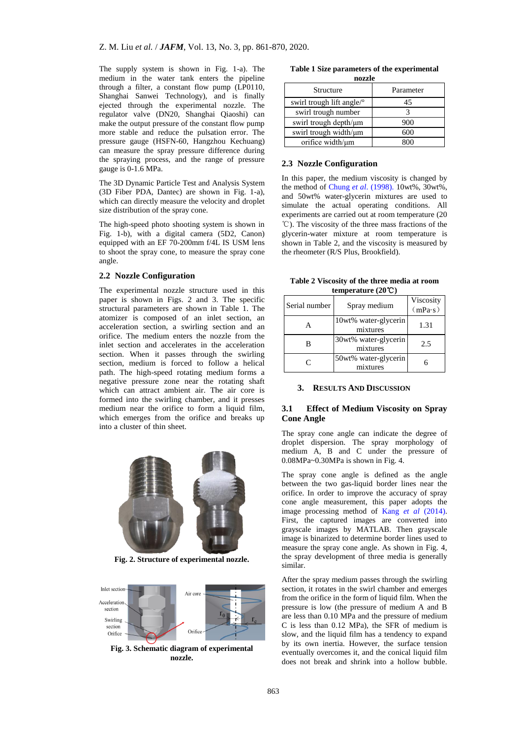The supply system is shown in Fig. 1-a). The medium in the water tank enters the pipeline through a filter, a constant flow pump (LP0110, Shanghai Sanwei Technology), and is finally ejected through the experimental nozzle. The regulator valve (DN20, Shanghai Qiaoshi) can make the output pressure of the constant flow pump more stable and reduce the pulsation error. The pressure gauge (HSFN-60, Hangzhou Kechuang) can measure the spray pressure difference during the spraying process, and the range of pressure gauge is 0-1.6 MPa.

The 3D Dynamic Particle Test and Analysis System (3D Fiber PDA, Dantec) are shown in Fig. 1-a), which can directly measure the velocity and droplet size distribution of the spray cone.

The high-speed photo shooting system is shown in Fig. 1-b), with a digital camera (5D2, Canon) equipped with an EF 70-200mm f/4L IS USM lens to shoot the spray cone, to measure the spray cone angle.

## 2.2 Nozzle Configuration

The experimental nozzle structure used in this paper is shown in Figs. 2 and 3. The specific structural parameters are shown in Table 1. The atomizer is composed of an inlet section, an acceleration section, a swirling section and an orifice. The medium enters the nozzle from the inlet section and accelerates in the acceleration section. When it passes through the swirling section, medium is forced to follow a helical path. The high-speed rotating medium forms a negative pressure zone near the rotating shaft which can attract ambient air. The air core is formed into the swirling chamber, and it presses medium near the orifice to form a liquid film, which emerges from the orifice and breaks up into a cluster of thin sheet.

**Fig. 2. Structure of experimental nozzle.**

**Fig. 3. Schematic diagram of experimental nozzle.**

**Table 1 Size parameters of the experimental nozzle**

| Structure | Parameter |
|---|---|
| swirl trough lift angle/° | 45 |
| swirl trough number | 3 |
| swirl trough depth/μm | 900 |
| swirl trough width/μm | 600 |
| orifice width/μm | 800 |

## 2.3 Nozzle Configuration

In this paper, the medium viscosity is changed by the method of Chung *et al*. (1998). 10wt%, 30wt%, and 50wt% water-glycerin mixtures are used to simulate the actual operating conditions. All experiments are carried out at room temperature (20 ℃). The viscosity of the three mass fractions of the glycerin-water mixture at room temperature is shown in Table 2, and the viscosity is measured by the rheometer (R/S Plus, Brookfield).

**Table 2 Viscosity of the three media at room temperature (20℃)**

| Serial number | Spray medium | Viscosity (mPa·s) |
|---|---|---|
| A | 10wt% water-glycerin mixtures | 1.31 |
| B | 30wt% water-glycerin mixtures | 2.5 |
| C | 50wt% water-glycerin mixtures | 6 |

# 3. Results And Discussion

## 3.1 Effect of Medium Viscosity on Spray Cone Angle

The spray cone angle can indicate the degree of droplet dispersion. The spray morphology of medium A, B and C under the pressure of 0.08MPa~0.30MPa is shown in Fig. 4.

The spray cone angle is defined as the angle between the two gas-liquid border lines near the orifice. In order to improve the accuracy of spray cone angle measurement, this paper adopts the image processing method of Kang *et al* (2014). First, the captured images are converted into grayscale images by MATLAB. Then grayscale image is binarized to determine border lines used to measure the spray cone angle. As shown in Fig. 4, the spray development of three media is generally similar.

After the spray medium passes through the swirling section, it rotates in the swirl chamber and emerges from the orifice in the form of liquid film. When the pressure is low (the pressure of medium A and B are less than 0.10 MPa and the pressure of medium C is less than 0.12 MPa), the SFR of medium is slow, and the liquid film has a tendency to expand by its own inertia. However, the surface tension eventually overcomes it, and the conical liquid film does not break and shrink into a hollow bubble.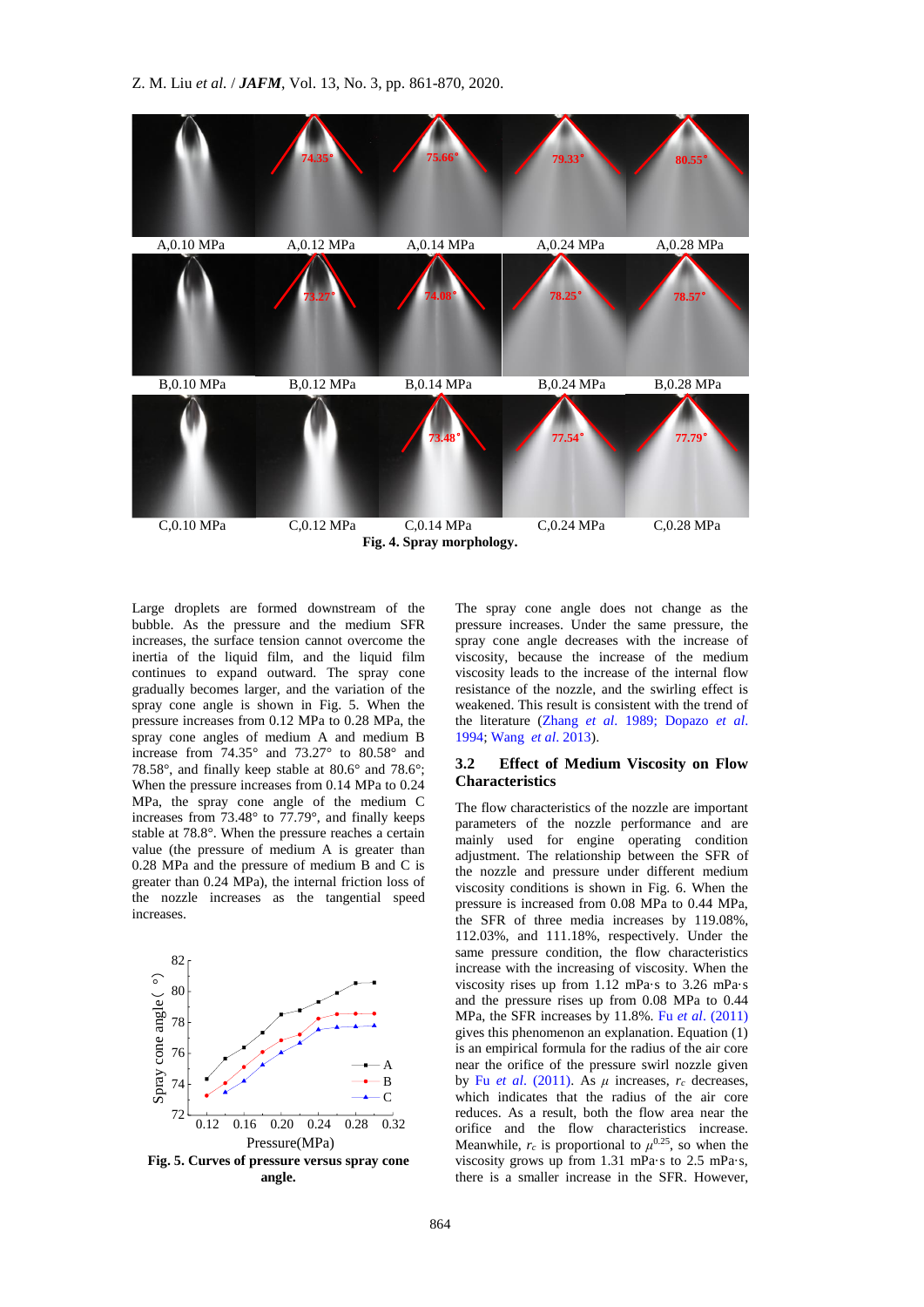Fig. 4. Spray morphology.

Large droplets are formed downstream of the bubble. As the pressure and the medium SFR increases, the surface tension cannot overcome the inertia of the liquid film, and the liquid film continues to expand outward. The spray cone gradually becomes larger, and the variation of the spray cone angle is shown in Fig. 5. When the pressure increases from 0.12 MPa to 0.28 MPa, the spray cone angles of medium A and medium B increase from 74.35° and 73.27° to 80.58° and 78.58°, and finally keep stable at 80.6° and 78.6°; When the pressure increases from 0.14 MPa to 0.24 MPa, the spray cone angle of the medium C increases from 73.48° to 77.79°, and finally keeps stable at 78.8°. When the pressure reaches a certain value (the pressure of medium A is greater than 0.28 MPa and the pressure of medium B and C is greater than 0.24 MPa), the internal friction loss of the nozzle increases as the tangential speed increases.

Fig. 5. Curves of pressure versus spray cone angle.

The spray cone angle does not change as the pressure increases. Under the same pressure, the spray cone angle decreases with the increase of viscosity, because the increase of the medium viscosity leads to the increase of the internal flow resistance of the nozzle, and the swirling effect is weakened. This result is consistent with the trend of the literature (Zhang *et al*. 1989; Dopazo *et al*. 1994; Wang *et al*. 2013).

### 3.2 Effect of Medium Viscosity on Flow Characteristics

The flow characteristics of the nozzle are important parameters of the nozzle performance and are mainly used for engine operating condition adjustment. The relationship between the SFR of the nozzle and pressure under different medium viscosity conditions is shown in Fig. 6. When the pressure is increased from 0.08 MPa to 0.44 MPa, the SFR of three media increases by 119.08%, 112.03%, and 111.18%, respectively. Under the same pressure condition, the flow characteristics increase with the increasing of viscosity. When the viscosity rises up from 1.12 mPa·s to 3.26 mPa·s and the pressure rises up from 0.08 MPa to 0.44 MPa, the SFR increases by 11.8%. Fu *et al*. (2011) gives this phenomenon an explanation. Equation (1) is an empirical formula for the radius of the air core near the orifice of the pressure swirl nozzle given by Fu *et al*. (2011). As $\mu$ increases, $r_c$ decreases, which indicates that the radius of the air core reduces. As a result, both the flow area near the orifice and the flow characteristics increase. Meanwhile, $r_c$ is proportional to $\mu^{0.25}$, so when the viscosity grows up from 1.31 mPa·s to 2.5 mPa·s, there is a smaller increase in the SFR. However,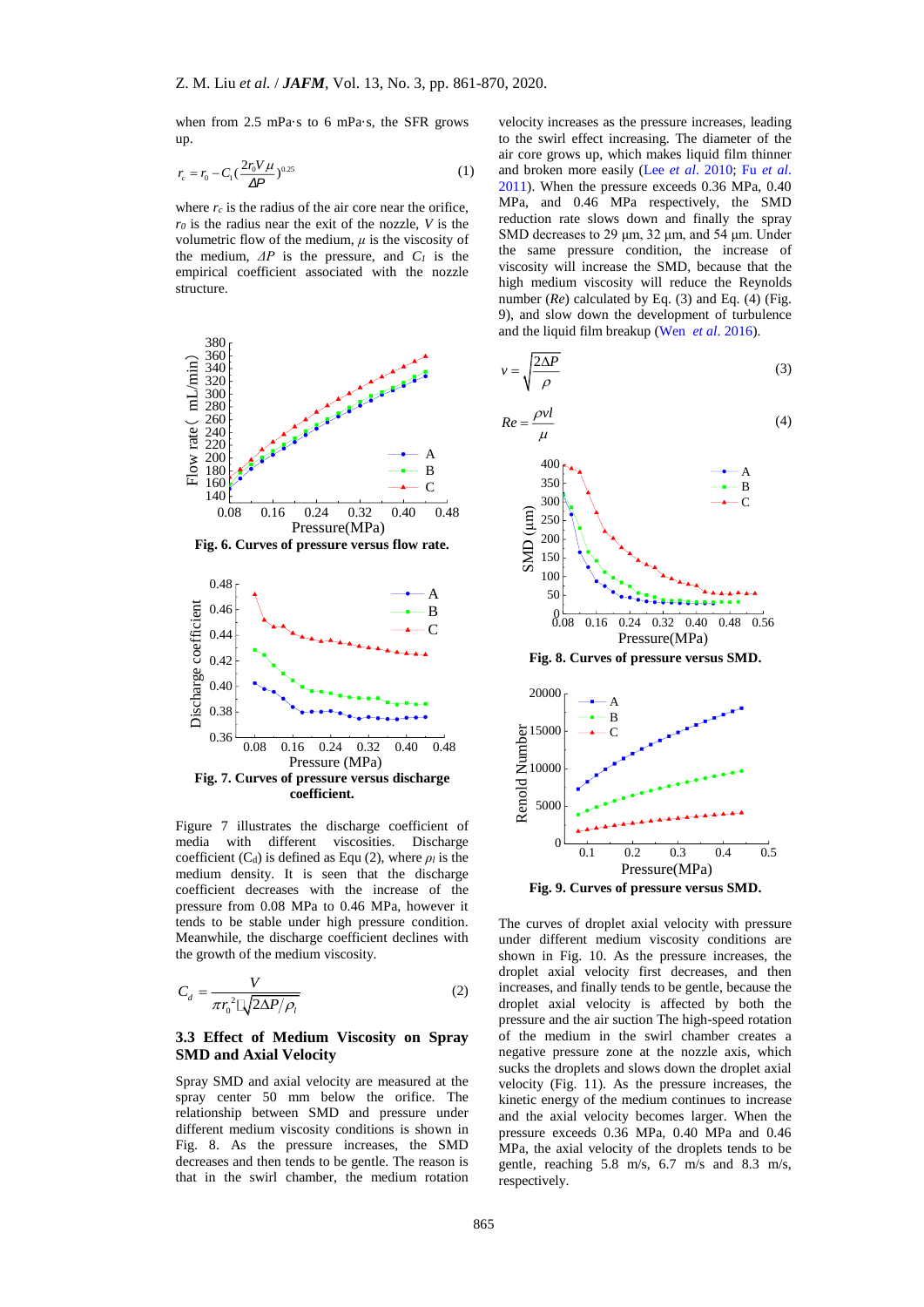when from 2.5 mPa·s to 6 mPa·s, the SFR grows up.

$$r_c = r_0 - C_1 \left(\frac{2r_0 V\mu}{\Delta P}\right)^{0.25} \tag{1}$$

where $r_c$ is the radius of the air core near the orifice, $r_0$ is the radius near the exit of the nozzle, $V$ is the volumetric flow of the medium, $\mu$ is the viscosity of the medium, $\Delta P$ is the pressure, and $C_1$ is the empirical coefficient associated with the nozzle structure.

**Fig. 6. Curves of pressure versus flow rate.**

**Fig. 7. Curves of pressure versus discharge coefficient.**

Figure 7 illustrates the discharge coefficient of media with different viscosities. Discharge coefficient ($C_d$) is defined as Equ (2), where $\rho_l$ is the medium density. It is seen that the discharge coefficient decreases with the increase of the pressure from 0.08 MPa to 0.46 MPa, however it tends to be stable under high pressure condition. Meanwhile, the discharge coefficient declines with the growth of the medium viscosity.

$$C_d = \frac{V}{\pi r_0^2 \sqrt{2\Delta P/\rho_l}} \tag{2}$$

### 3.3 Effect of Medium Viscosity on Spray SMD and Axial Velocity

Spray SMD and axial velocity are measured at the spray center 50 mm below the orifice. The relationship between SMD and pressure under different medium viscosity conditions is shown in Fig. 8. As the pressure increases, the SMD decreases and then tends to be gentle. The reason is that in the swirl chamber, the medium rotation velocity increases as the pressure increases, leading to the swirl effect increasing. The diameter of the air core grows up, which makes liquid film thinner and broken more easily (Lee *et al*. 2010; Fu *et al*. 2011). When the pressure exceeds 0.36 MPa, 0.40 MPa, and 0.46 MPa respectively, the SMD reduction rate slows down and finally the spray SMD decreases to 29 μm, 32 μm, and 54 μm. Under the same pressure condition, the increase of viscosity will increase the SMD, because that the high medium viscosity will reduce the Reynolds number (*Re*) calculated by Eq. (3) and Eq. (4) (Fig. 9), and slow down the development of turbulence and the liquid film breakup (Wen *et al*. 2016).

$$v = \sqrt{\frac{2\Delta P}{\rho}} \tag{3}$$

$$Re = \frac{\rho v l}{\mu} \tag{4}$$

**Fig. 8. Curves of pressure versus SMD.**

**Fig. 9. Curves of pressure versus SMD.**

The curves of droplet axial velocity with pressure under different medium viscosity conditions are shown in Fig. 10. As the pressure increases, the droplet axial velocity first decreases, and then increases, and finally tends to be gentle, because the droplet axial velocity is affected by both the pressure and the air suction The high-speed rotation of the medium in the swirl chamber creates a negative pressure zone at the nozzle axis, which sucks the droplets and slows down the droplet axial velocity (Fig. 11). As the pressure increases, the kinetic energy of the medium continues to increase and the axial velocity becomes larger. When the pressure exceeds 0.36 MPa, 0.40 MPa and 0.46 MPa, the axial velocity of the droplets tends to be gentle, reaching 5.8 m/s, 6.7 m/s and 8.3 m/s, respectively.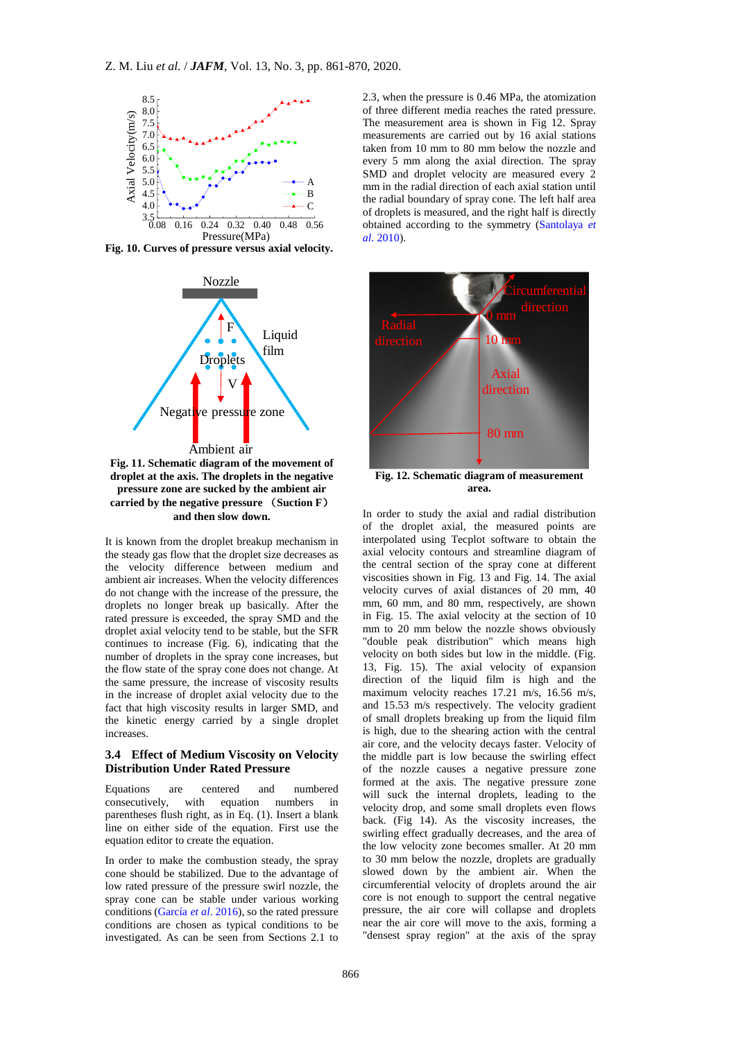Fig. 10. Curves of pressure versus axial velocity.

Fig. 11. Schematic diagram of the movement of droplet at the axis. The droplets in the negative pressure zone are sucked by the ambient air carried by the negative pressure （Suction F） and then slow down.

It is known from the droplet breakup mechanism in the steady gas flow that the droplet size decreases as the velocity difference between medium and ambient air increases. When the velocity differences do not change with the increase of the pressure, the droplets no longer break up basically. After the rated pressure is exceeded, the spray SMD and the droplet axial velocity tend to be stable, but the SFR continues to increase (Fig. 6), indicating that the number of droplets in the spray cone increases, but the flow state of the spray cone does not change. At the same pressure, the increase of viscosity results in the increase of droplet axial velocity due to the fact that high viscosity results in larger SMD, and the kinetic energy carried by a single droplet increases.

### 3.4 Effect of Medium Viscosity on Velocity Distribution Under Rated Pressure

Equations are centered and numbered consecutively, with equation numbers in parentheses flush right, as in Eq. (1). Insert a blank line on either side of the equation. First use the equation editor to create the equation.

In order to make the combustion steady, the spray cone should be stabilized. Due to the advantage of low rated pressure of the pressure swirl nozzle, the spray cone can be stable under various working conditions (García *et al*. 2016), so the rated pressure conditions are chosen as typical conditions to be investigated. As can be seen from Sections 2.1 to 2.3, when the pressure is 0.46 MPa, the atomization of three different media reaches the rated pressure. The measurement area is shown in Fig 12. Spray measurements are carried out by 16 axial stations taken from 10 mm to 80 mm below the nozzle and every 5 mm along the axial direction. The spray SMD and droplet velocity are measured every 2 mm in the radial direction of each axial station until the radial boundary of spray cone. The left half area of droplets is measured, and the right half is directly obtained according to the symmetry (Santolaya *et al*. 2010).

Fig. 12. Schematic diagram of measurement area.

In order to study the axial and radial distribution of the droplet axial, the measured points are interpolated using Tecplot software to obtain the axial velocity contours and streamline diagram of the central section of the spray cone at different viscosities shown in Fig. 13 and Fig. 14. The axial velocity curves of axial distances of 20 mm, 40 mm, 60 mm, and 80 mm, respectively, are shown in Fig. 15. The axial velocity at the section of 10 mm to 20 mm below the nozzle shows obviously "double peak distribution" which means high velocity on both sides but low in the middle. (Fig. 13, Fig. 15). The axial velocity of expansion direction of the liquid film is high and the maximum velocity reaches 17.21 m/s, 16.56 m/s, and 15.53 m/s respectively. The velocity gradient of small droplets breaking up from the liquid film is high, due to the shearing action with the central air core, and the velocity decays faster. Velocity of the middle part is low because the swirling effect of the nozzle causes a negative pressure zone formed at the axis. The negative pressure zone will suck the internal droplets, leading to the velocity drop, and some small droplets even flows back. (Fig 14). As the viscosity increases, the swirling effect gradually decreases, and the area of the low velocity zone becomes smaller. At 20 mm to 30 mm below the nozzle, droplets are gradually slowed down by the ambient air. When the circumferential velocity of droplets around the air core is not enough to support the central negative pressure, the air core will collapse and droplets near the air core will move to the axis, forming a "densest spray region" at the axis of the spray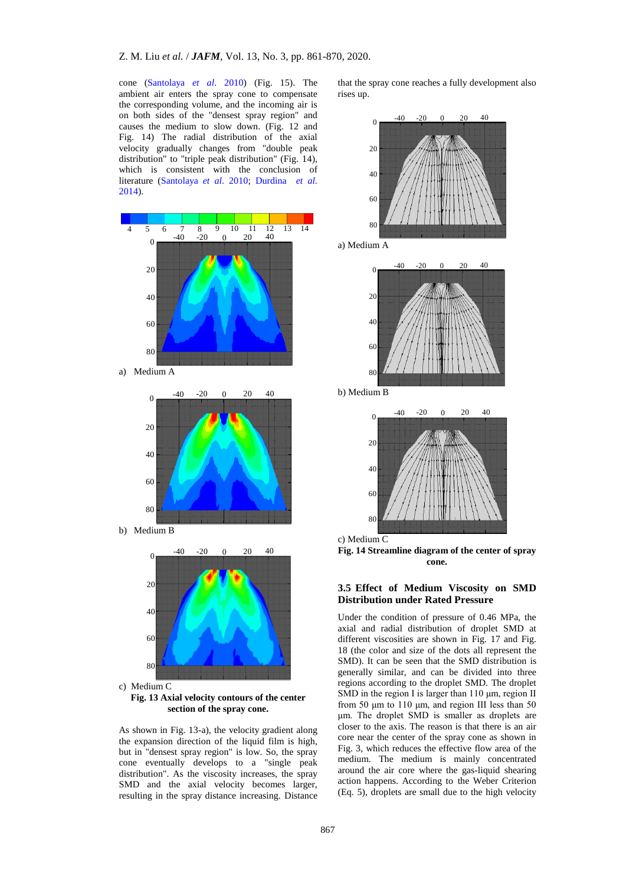cone (Santolaya *et al*. 2010) (Fig. 15). The ambient air enters the spray cone to compensate the corresponding volume, and the incoming air is on both sides of the "densest spray region" and causes the medium to slow down. (Fig. 12 and Fig. 14) The radial distribution of the axial velocity gradually changes from "double peak distribution" to "triple peak distribution" (Fig. 14), which is consistent with the conclusion of literature (Santolaya *et al*. 2010; Durdina *et al.* 2014).

a) Medium A

b) Medium B

c) Medium C

**Fig. 13 Axial velocity contours of the center section of the spray cone.**

As shown in Fig. 13-a), the velocity gradient along the expansion direction of the liquid film is high, but in "densest spray region" is low. So, the spray cone eventually develops to a "single peak distribution". As the viscosity increases, the spray SMD and the axial velocity becomes larger, resulting in the spray distance increasing. Distance that the spray cone reaches a fully development also rises up.

a) Medium A

b) Medium B

c) Medium C

**Fig. 14 Streamline diagram of the center of spray cone.**

## 3.5 Effect of Medium Viscosity on SMD Distribution under Rated Pressure

Under the condition of pressure of 0.46 MPa, the axial and radial distribution of droplet SMD at different viscosities are shown in Fig. 17 and Fig. 18 (the color and size of the dots all represent the SMD). It can be seen that the SMD distribution is generally similar, and can be divided into three regions according to the droplet SMD. The droplet SMD in the region I is larger than 110 μm, region II from 50 μm to 110 μm, and region III less than 50 μm. The droplet SMD is smaller as droplets are closer to the axis. The reason is that there is an air core near the center of the spray cone as shown in Fig. 3, which reduces the effective flow area of the medium. The medium is mainly concentrated around the air core where the gas-liquid shearing action happens. According to the Weber Criterion (Eq. 5), droplets are small due to the high velocity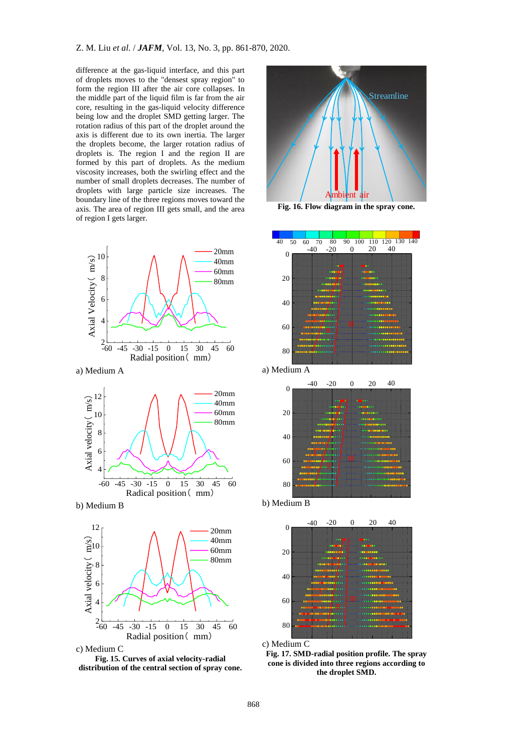difference at the gas-liquid interface, and this part of droplets moves to the "densest spray region" to form the region III after the air core collapses. In the middle part of the liquid film is far from the air core, resulting in the gas-liquid velocity difference being low and the droplet SMD getting larger. The rotation radius of this part of the droplet around the axis is different due to its own inertia. The larger the droplets become, the larger rotation radius of droplets is. The region I and the region II are formed by this part of droplets. As the medium viscosity increases, both the swirling effect and the number of small droplets decreases. The number of droplets with large particle size increases. The boundary line of the three regions moves toward the axis. The area of region III gets small, and the area of region I gets larger.

**Fig. 16. Flow diagram in the spray cone.**

a) Medium A

b) Medium B

c) Medium C

**Fig. 15. Curves of axial velocity-radial distribution of the central section of spray cone.**

a) Medium A

b) Medium B

c) Medium C

**Fig. 17. SMD-radial position profile. The spray cone is divided into three regions according to the droplet SMD.**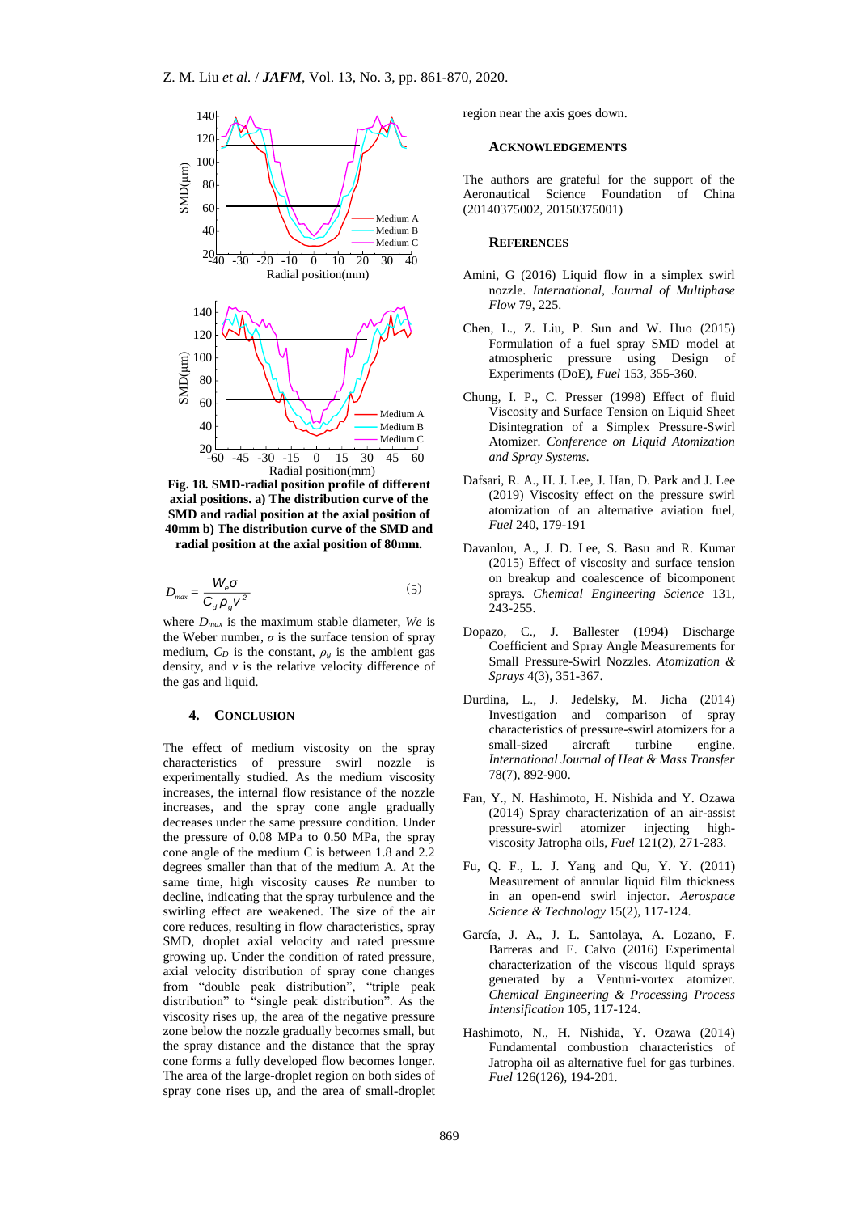Fig. 18. SMD-radial position profile of different axial positions. a) The distribution curve of the SMD and radial position at the axial position of 40mm b) The distribution curve of the SMD and radial position at the axial position of 80mm.

$$D_{max} = \frac{W_e \sigma}{C_d \rho_g v^2} \tag{5}$$

where $D_{max}$ is the maximum stable diameter, *We* is the Weber number, $\sigma$ is the surface tension of spray medium, $C_D$ is the constant, $\rho_g$ is the ambient gas density, and $v$ is the relative velocity difference of the gas and liquid.

## 4. CONCLUSION

The effect of medium viscosity on the spray characteristics of pressure swirl nozzle is experimentally studied. As the medium viscosity increases, the internal flow resistance of the nozzle increases, and the spray cone angle gradually decreases under the same pressure condition. Under the pressure of 0.08 MPa to 0.50 MPa, the spray cone angle of the medium C is between 1.8 and 2.2 degrees smaller than that of the medium A. At the same time, high viscosity causes *Re* number to decline, indicating that the spray turbulence and the swirling effect are weakened. The size of the air core reduces, resulting in flow characteristics, spray SMD, droplet axial velocity and rated pressure growing up. Under the condition of rated pressure, axial velocity distribution of spray cone changes from "double peak distribution", "triple peak distribution" to "single peak distribution". As the viscosity rises up, the area of the negative pressure zone below the nozzle gradually becomes small, but the spray distance and the distance that the spray cone forms a fully developed flow becomes longer. The area of the large-droplet region on both sides of spray cone rises up, and the area of small-droplet region near the axis goes down.

## ACKNOWLEDGEMENTS

The authors are grateful for the support of the Aeronautical Science Foundation of China (20140375002, 20150375001)

## REFERENCES

Amini, G (2016) Liquid flow in a simplex swirl nozzle. *International, Journal of Multiphase Flow* 79, 225.

Chen, L., Z. Liu, P. Sun and W. Huo (2015) Formulation of a fuel spray SMD model at atmospheric pressure using Design of Experiments (DoE), *Fuel* 153, 355-360.

Chung, I. P., C. Presser (1998) Effect of fluid Viscosity and Surface Tension on Liquid Sheet Disintegration of a Simplex Pressure-Swirl Atomizer. *Conference on Liquid Atomization and Spray Systems.*

Dafsari, R. A., H. J. Lee, J. Han, D. Park and J. Lee (2019) Viscosity effect on the pressure swirl atomization of an alternative aviation fuel, *Fuel* 240, 179-191

Davanlou, A., J. D. Lee, S. Basu and R. Kumar (2015) Effect of viscosity and surface tension on breakup and coalescence of bicomponent sprays. *Chemical Engineering Science* 131, 243-255.

Dopazo, C., J. Ballester (1994) Discharge Coefficient and Spray Angle Measurements for Small Pressure-Swirl Nozzles. *Atomization & Sprays* 4(3), 351-367.

Durdina, L., J. Jedelsky, M. Jicha (2014) Investigation and comparison of spray characteristics of pressure-swirl atomizers for a small-sized aircraft turbine engine. *International Journal of Heat & Mass Transfer* 78(7), 892-900.

Fan, Y., N. Hashimoto, H. Nishida and Y. Ozawa (2014) Spray characterization of an air-assist pressure-swirl atomizer injecting high-viscosity Jatropha oils, *Fuel* 121(2), 271-283.

Fu, Q. F., L. J. Yang and Qu, Y. Y. (2011) Measurement of annular liquid film thickness in an open-end swirl injector. *Aerospace Science & Technology* 15(2), 117-124.

García, J. A., J. L. Santolaya, A. Lozano, F. Barreras and E. Calvo (2016) Experimental characterization of the viscous liquid sprays generated by a Venturi-vortex atomizer. *Chemical Engineering & Processing Process Intensification* 105, 117-124.

Hashimoto, N., H. Nishida, Y. Ozawa (2014) Fundamental combustion characteristics of Jatropha oil as alternative fuel for gas turbines. *Fuel* 126(126), 194-201.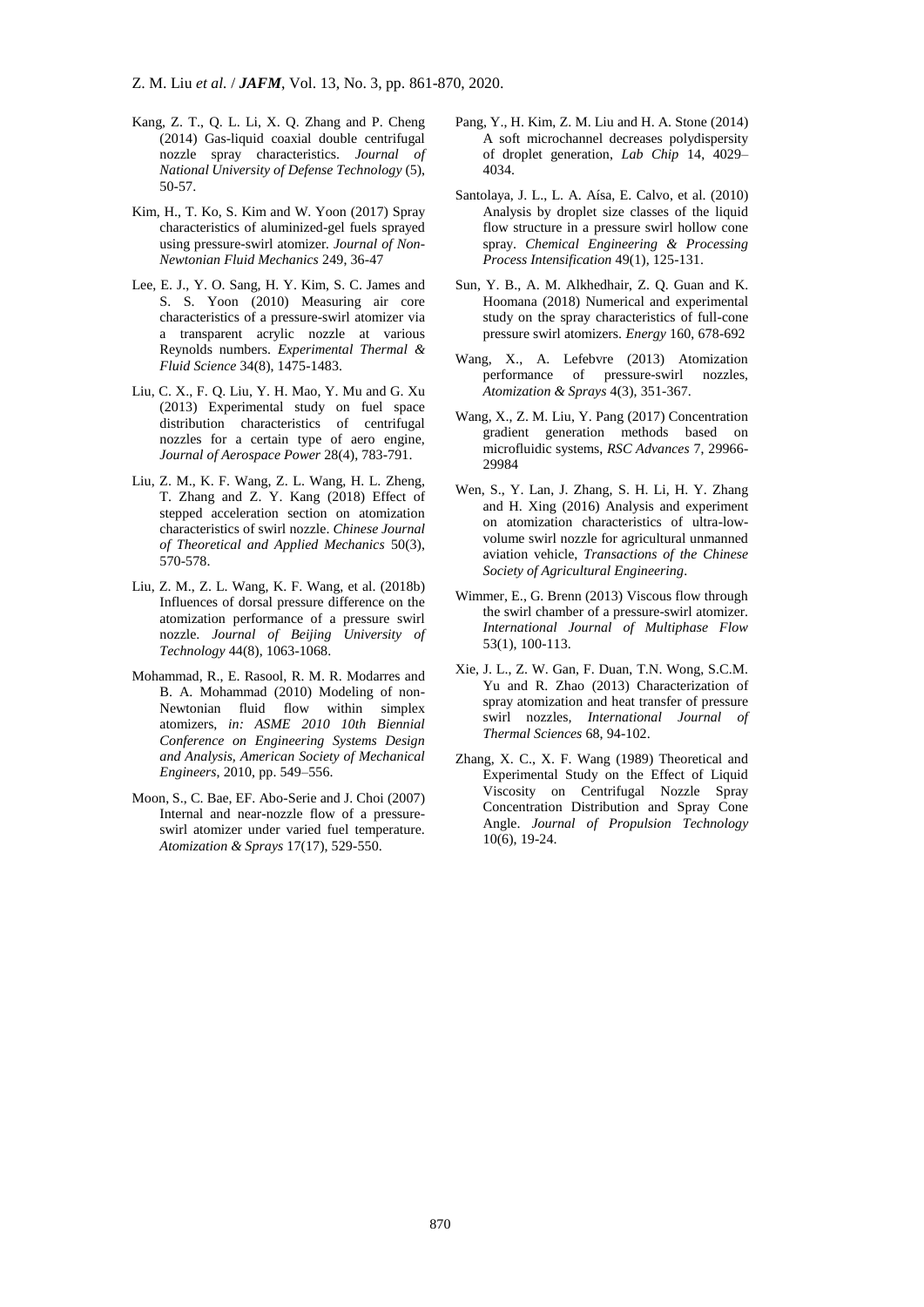Kang, Z. T., Q. L. Li, X. Q. Zhang and P. Cheng (2014) Gas-liquid coaxial double centrifugal nozzle spray characteristics. *Journal of National University of Defense Technology* (5), 50-57.

Kim, H., T. Ko, S. Kim and W. Yoon (2017) Spray characteristics of aluminized-gel fuels sprayed using pressure-swirl atomizer. *Journal of Non-Newtonian Fluid Mechanics* 249, 36-47

Lee, E. J., Y. O. Sang, H. Y. Kim, S. C. James and S. S. Yoon (2010) Measuring air core characteristics of a pressure-swirl atomizer via a transparent acrylic nozzle at various Reynolds numbers. *Experimental Thermal & Fluid Science* 34(8), 1475-1483.

Liu, C. X., F. Q. Liu, Y. H. Mao, Y. Mu and G. Xu (2013) Experimental study on fuel space distribution characteristics of centrifugal nozzles for a certain type of aero engine, *Journal of Aerospace Power* 28(4), 783-791.

Liu, Z. M., K. F. Wang, Z. L. Wang, H. L. Zheng, T. Zhang and Z. Y. Kang (2018) Effect of stepped acceleration section on atomization characteristics of swirl nozzle. *Chinese Journal of Theoretical and Applied Mechanics* 50(3), 570-578.

Liu, Z. M., Z. L. Wang, K. F. Wang, et al. (2018b) Influences of dorsal pressure difference on the atomization performance of a pressure swirl nozzle. *Journal of Beijing University of Technology* 44(8), 1063-1068.

Mohammad, R., E. Rasool, R. M. R. Modarres and B. A. Mohammad (2010) Modeling of non-Newtonian fluid flow within simplex atomizers, *in: ASME 2010 10th Biennial Conference on Engineering Systems Design and Analysis, American Society of Mechanical Engineers*, 2010, pp. 549–556.

Moon, S., C. Bae, EF. Abo-Serie and J. Choi (2007) Internal and near-nozzle flow of a pressure-swirl atomizer under varied fuel temperature. *Atomization & Sprays* 17(17), 529-550.

Pang, Y., H. Kim, Z. M. Liu and H. A. Stone (2014) A soft microchannel decreases polydispersity of droplet generation, *Lab Chip* 14, 4029–4034.

Santolaya, J. L., L. A. Aísa, E. Calvo, et al. (2010) Analysis by droplet size classes of the liquid flow structure in a pressure swirl hollow cone spray. *Chemical Engineering & Processing Process Intensification* 49(1), 125-131.

Sun, Y. B., A. M. Alkhedhair, Z. Q. Guan and K. Hoomana (2018) Numerical and experimental study on the spray characteristics of full-cone pressure swirl atomizers. *Energy* 160, 678-692

Wang, X., A. Lefebvre (2013) Atomization performance of pressure-swirl nozzles, *Atomization & Sprays* 4(3), 351-367.

Wang, X., Z. M. Liu, Y. Pang (2017) Concentration gradient generation methods based on microfluidic systems, *RSC Advances* 7, 29966-29984

Wen, S., Y. Lan, J. Zhang, S. H. Li, H. Y. Zhang and H. Xing (2016) Analysis and experiment on atomization characteristics of ultra-low-volume swirl nozzle for agricultural unmanned aviation vehicle, *Transactions of the Chinese Society of Agricultural Engineering*.

Wimmer, E., G. Brenn (2013) Viscous flow through the swirl chamber of a pressure-swirl atomizer. *International Journal of Multiphase Flow* 53(1), 100-113.

Xie, J. L., Z. W. Gan, F. Duan, T.N. Wong, S.C.M. Yu and R. Zhao (2013) Characterization of spray atomization and heat transfer of pressure swirl nozzles, *International Journal of Thermal Sciences* 68, 94-102.

Zhang, X. C., X. F. Wang (1989) Theoretical and Experimental Study on the Effect of Liquid Viscosity on Centrifugal Nozzle Spray Concentration Distribution and Spray Cone Angle. *Journal of Propulsion Technology* 10(6), 19-24.